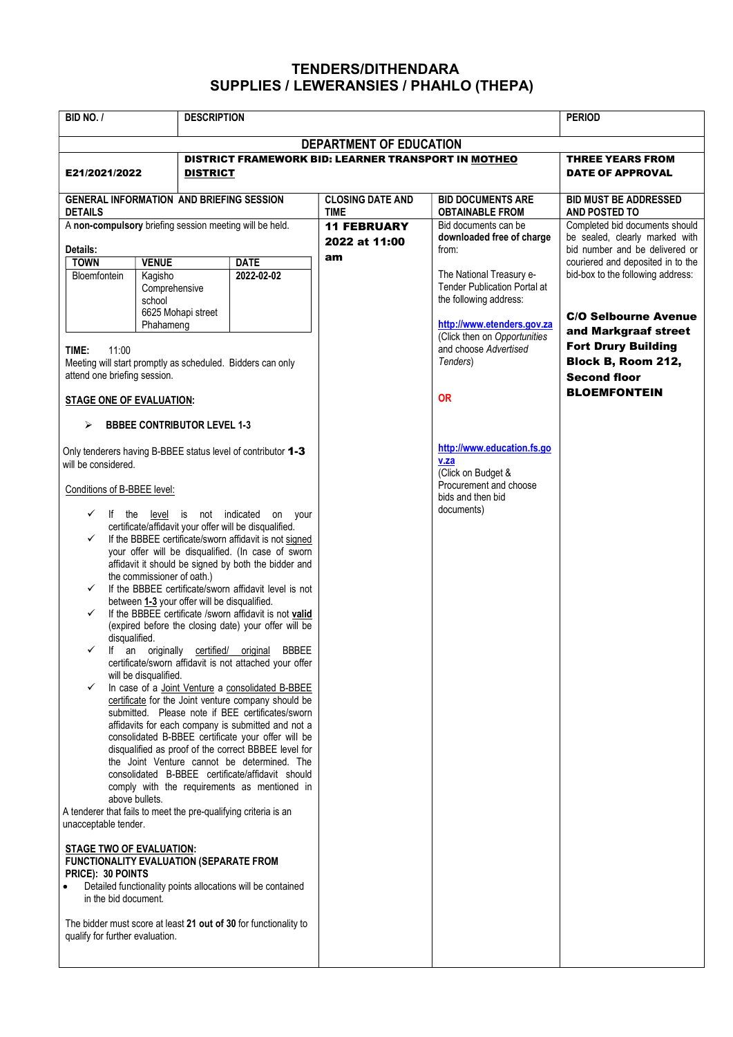# TENDERS/DITHENDARA
# SUPPLIES / LEWERANSIES / PHAHLO (THEPA)

| BID NO. / | DESCRIPTION | PERIOD |
|---|---|---|
| **DEPARTMENT OF EDUCATION** | | |
| **E21/2021/2022** | **DISTRICT FRAMEWORK BID: LEARNER TRANSPORT IN MOTHEO DISTRICT** | **THREE YEARS FROM DATE OF APPROVAL** |

| GENERAL INFORMATION AND BRIEFING SESSION DETAILS | CLOSING DATE AND TIME | BID DOCUMENTS ARE OBTAINABLE FROM | BID MUST BE ADDRESSED AND POSTED TO |
|---|---|---|---|
| A **non-compulsory** briefing session meeting will be held. (see details below) | **11 FEBRUARY 2022 at 11:00 am** | Bid documents can be **downloaded free of charge** from: The National Treasury e-Tender Publication Portal at the following address: http://www.etenders.gov.za (Click then on *Opportunities* and choose *Advertised Tenders*) **OR** http://www.education.fs.gov.za (Click on Budget & Procurement and choose bids and then bid documents) | Completed bid documents should be sealed, clearly marked with bid number and be delivered or couriered and deposited in to the bid-box to the following address: **C/O Selbourne Avenue and Markgraaf street Fort Drury Building Block B, Room 212, Second floor BLOEMFONTEIN** |

**Details:**

| TOWN | VENUE | DATE |
|---|---|---|
| Bloemfontein | Kagisho Comprehensive school 6625 Mohapi street Phahameng | 2022-02-02 |

**TIME:** 11:00

Meeting will start promptly as scheduled. Bidders can only attend one briefing session.

**STAGE ONE OF EVALUATION:**

- **BBBEE CONTRIBUTOR LEVEL 1-3**

Only tenderers having B-BBEE status level of contributor **1-3** will be considered.

Conditions of B-BBEE level:

- ✓ If the level is not indicated on your certificate/affidavit your offer will be disqualified.
- ✓ If the BBBEE certificate/sworn affidavit is not signed your offer will be disqualified. (In case of sworn affidavit it should be signed by both the bidder and the commissioner of oath.)
- ✓ If the BBBEE certificate/sworn affidavit level is not between **1-3** your offer will be disqualified.
- ✓ If the BBBEE certificate /sworn affidavit is not **valid** (expired before the closing date) your offer will be disqualified.
- ✓ If an originally certified/ original BBBEE certificate/sworn affidavit is not attached your offer will be disqualified.
- ✓ In case of a Joint Venture a consolidated B-BBEE certificate for the Joint venture company should be submitted. Please note if BEE certificates/sworn affidavits for each company is submitted and not a consolidated B-BBEE certificate your offer will be disqualified as proof of the correct BBBEE level for the Joint Venture cannot be determined. The consolidated B-BBEE certificate/affidavit should comply with the requirements as mentioned in above bullets.

A tenderer that fails to meet the pre-qualifying criteria is an unacceptable tender.

**STAGE TWO OF EVALUATION:**
**FUNCTIONALITY EVALUATION (SEPARATE FROM PRICE): 30 POINTS**

- Detailed functionality points allocations will be contained in the bid document.

The bidder must score at least **21 out of 30** for functionality to qualify for further evaluation.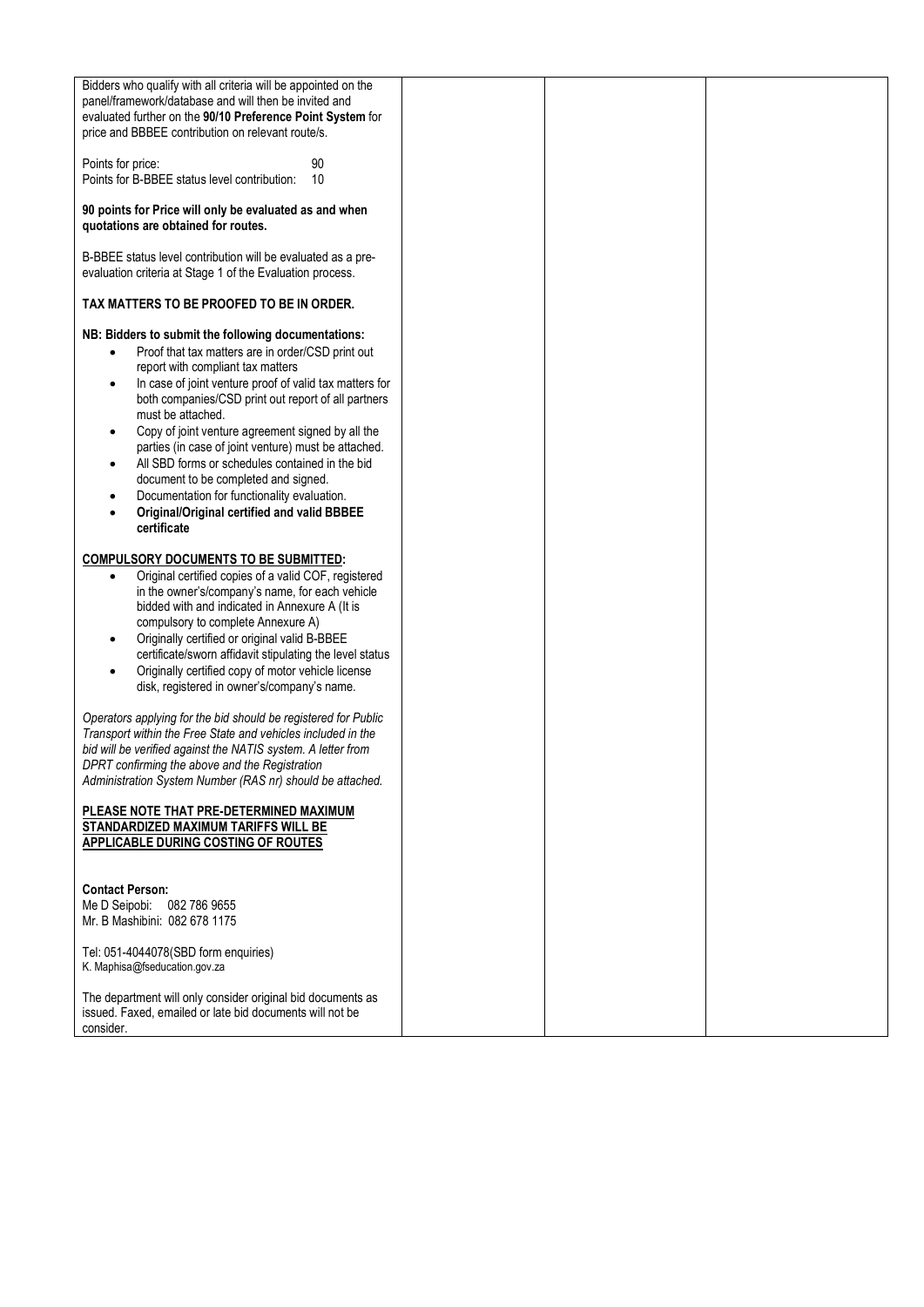Bidders who qualify with all criteria will be appointed on the panel/framework/database and will then be invited and evaluated further on the **90/10 Preference Point System** for price and BBBEE contribution on relevant route/s.

Points for price: 90
Points for B-BBEE status level contribution: 10

**90 points for Price will only be evaluated as and when quotations are obtained for routes.**

B-BBEE status level contribution will be evaluated as a pre-evaluation criteria at Stage 1 of the Evaluation process.

**TAX MATTERS TO BE PROOFED TO BE IN ORDER.**

**NB: Bidders to submit the following documentations:**

- Proof that tax matters are in order/CSD print out report with compliant tax matters
- In case of joint venture proof of valid tax matters for both companies/CSD print out report of all partners must be attached.
- Copy of joint venture agreement signed by all the parties (in case of joint venture) must be attached.
- All SBD forms or schedules contained in the bid document to be completed and signed.
- Documentation for functionality evaluation.
- **Original/Original certified and valid BBBEE certificate**

**COMPULSORY DOCUMENTS TO BE SUBMITTED:**

- Original certified copies of a valid COF, registered in the owner's/company's name, for each vehicle bidded with and indicated in Annexure A (It is compulsory to complete Annexure A)
- Originally certified or original valid B-BBEE certificate/sworn affidavit stipulating the level status
- Originally certified copy of motor vehicle license disk, registered in owner's/company's name.

*Operators applying for the bid should be registered for Public Transport within the Free State and vehicles included in the bid will be verified against the NATIS system. A letter from DPRT confirming the above and the Registration Administration System Number (RAS nr) should be attached.*

**PLEASE NOTE THAT PRE-DETERMINED MAXIMUM STANDARDIZED MAXIMUM TARIFFS WILL BE APPLICABLE DURING COSTING OF ROUTES**

**Contact Person:**
Me D Seipobi: 082 786 9655
Mr. B Mashibini: 082 678 1175

Tel: 051-4044078(SBD form enquiries)
K. Maphisa@fseducation.gov.za

The department will only consider original bid documents as issued. Faxed, emailed or late bid documents will not be consider.